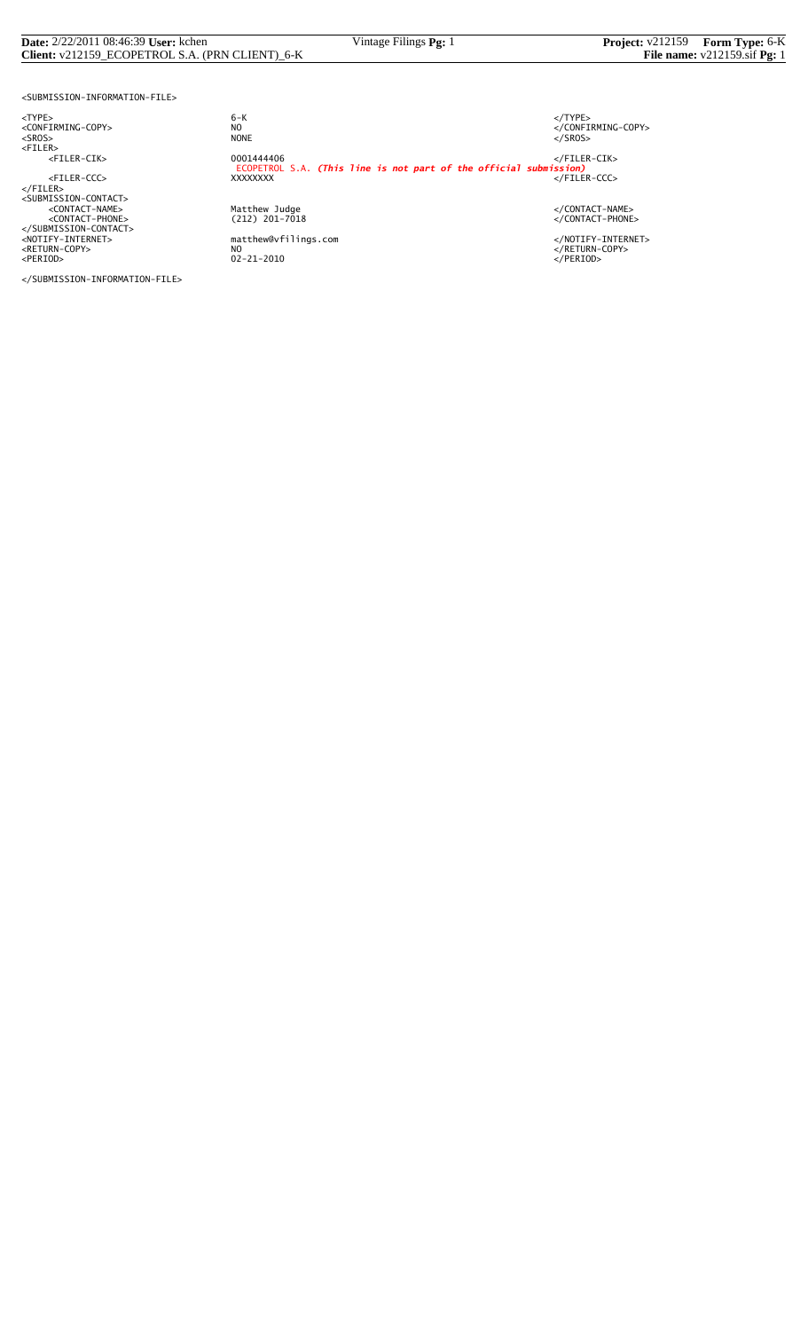```
<SUBMISSION-INFORMATION-FILE>

<TYPE>                          6-K                                                              </TYPE>
<CONFIRMING-COPY>               NO                                                               </CONFIRMING-COPY>
<SROS>                          NONE                                                             </SROS>
<FILER>
     <FILER-CIK>                0001444406                                                       </FILER-CIK>
                                ECOPETROL S.A. (This line is not part of the official submission)
     <FILER-CCC>                XXXXXXXX                                                         </FILER-CCC>
</FILER>
<SUBMISSION-CONTACT>
     <CONTACT-NAME>             Matthew Judge                                                    </CONTACT-NAME>
     <CONTACT-PHONE>            (212) 201-7018                                                   </CONTACT-PHONE>
</SUBMISSION-CONTACT>
<NOTIFY-INTERNET>               matthew@vfilings.com                                             </NOTIFY-INTERNET>
<RETURN-COPY>                   NO                                                               </RETURN-COPY>
<PERIOD>                        02-21-2010                                                       </PERIOD>

</SUBMISSION-INFORMATION-FILE>
```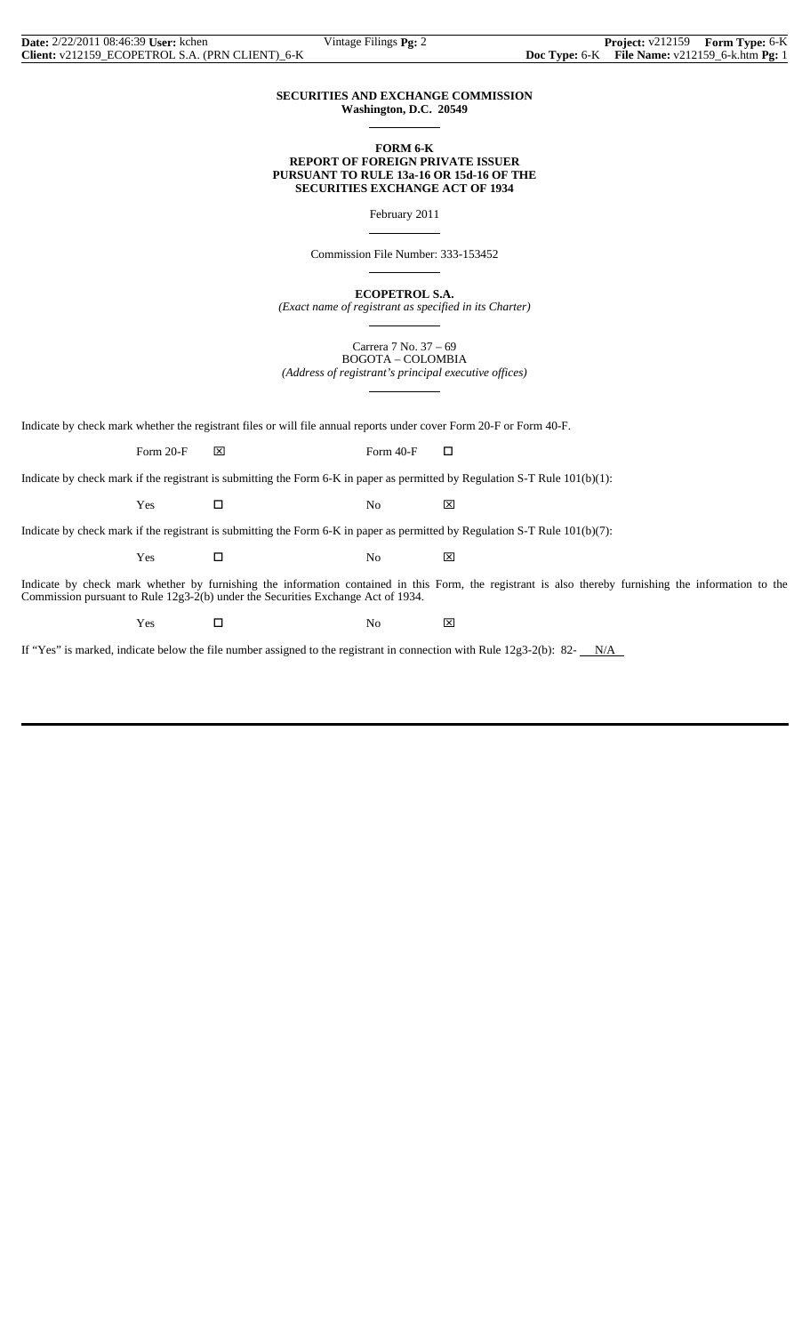**SECURITIES AND EXCHANGE COMMISSION**
**Washington, D.C. 20549**

**FORM 6-K**
**REPORT OF FOREIGN PRIVATE ISSUER**
**PURSUANT TO RULE 13a-16 OR 15d-16 OF THE**
**SECURITIES EXCHANGE ACT OF 1934**

February 2011

Commission File Number: 333-153452

**ECOPETROL S.A.**
*(Exact name of registrant as specified in its Charter)*

Carrera 7 No. 37 – 69
BOGOTA – COLOMBIA
*(Address of registrant's principal executive offices)*

Indicate by check mark whether the registrant files or will file annual reports under cover Form 20-F or Form 40-F.

Form 20-F ☒ Form 40-F ☐

Indicate by check mark if the registrant is submitting the Form 6-K in paper as permitted by Regulation S-T Rule 101(b)(1):

Yes ☐ No ☒

Indicate by check mark if the registrant is submitting the Form 6-K in paper as permitted by Regulation S-T Rule 101(b)(7):

Yes ☐ No ☒

Indicate by check mark whether by furnishing the information contained in this Form, the registrant is also thereby furnishing the information to the Commission pursuant to Rule 12g3-2(b) under the Securities Exchange Act of 1934.

Yes ☐ No ☒

If "Yes" is marked, indicate below the file number assigned to the registrant in connection with Rule 12g3-2(b): 82- N/A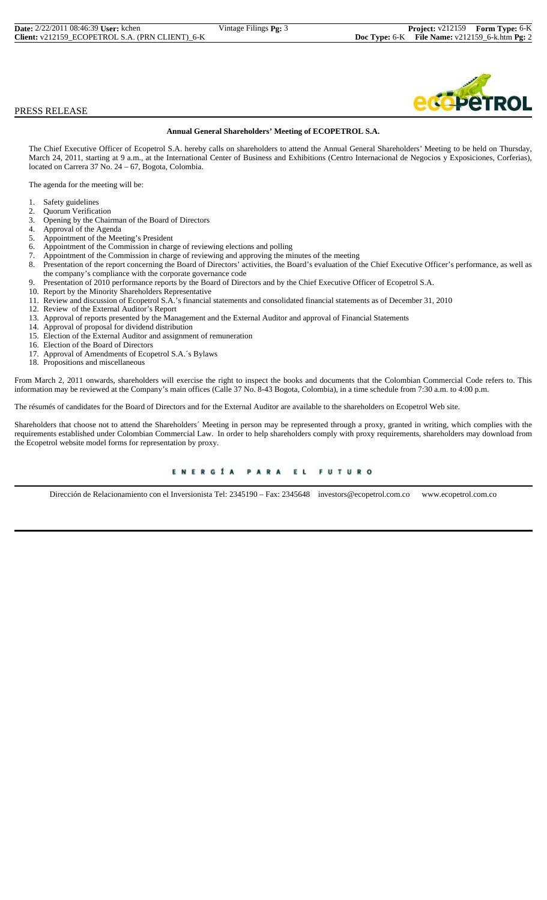PRESS RELEASE

## Annual General Shareholders' Meeting of ECOPETROL S.A.

The Chief Executive Officer of Ecopetrol S.A. hereby calls on shareholders to attend the Annual General Shareholders' Meeting to be held on Thursday, March 24, 2011, starting at 9 a.m., at the International Center of Business and Exhibitions (Centro Internacional de Negocios y Exposiciones, Corferias), located on Carrera 37 No. 24 – 67, Bogota, Colombia.

The agenda for the meeting will be:

1. Safety guidelines
2. Quorum Verification
3. Opening by the Chairman of the Board of Directors
4. Approval of the Agenda
5. Appointment of the Meeting's President
6. Appointment of the Commission in charge of reviewing elections and polling
7. Appointment of the Commission in charge of reviewing and approving the minutes of the meeting
8. Presentation of the report concerning the Board of Directors' activities, the Board's evaluation of the Chief Executive Officer's performance, as well as the company's compliance with the corporate governance code
9. Presentation of 2010 performance reports by the Board of Directors and by the Chief Executive Officer of Ecopetrol S.A.
10. Report by the Minority Shareholders Representative
11. Review and discussion of Ecopetrol S.A.'s financial statements and consolidated financial statements as of December 31, 2010
12. Review of the External Auditor's Report
13. Approval of reports presented by the Management and the External Auditor and approval of Financial Statements
14. Approval of proposal for dividend distribution
15. Election of the External Auditor and assignment of remuneration
16. Election of the Board of Directors
17. Approval of Amendments of Ecopetrol S.A.´s Bylaws
18. Propositions and miscellaneous

From March 2, 2011 onwards, shareholders will exercise the right to inspect the books and documents that the Colombian Commercial Code refers to. This information may be reviewed at the Company's main offices (Calle 37 No. 8-43 Bogota, Colombia), in a time schedule from 7:30 a.m. to 4:00 p.m.

The résumés of candidates for the Board of Directors and for the External Auditor are available to the shareholders on Ecopetrol Web site.

Shareholders that choose not to attend the Shareholders´ Meeting in person may be represented through a proxy, granted in writing, which complies with the requirements established under Colombian Commercial Law. In order to help shareholders comply with proxy requirements, shareholders may download from the Ecopetrol website model forms for representation by proxy.

ENERGÍA PARA EL FUTURO

Dirección de Relacionamiento con el Inversionista Tel: 2345190 – Fax: 2345648 investors@ecopetrol.com.co www.ecopetrol.com.co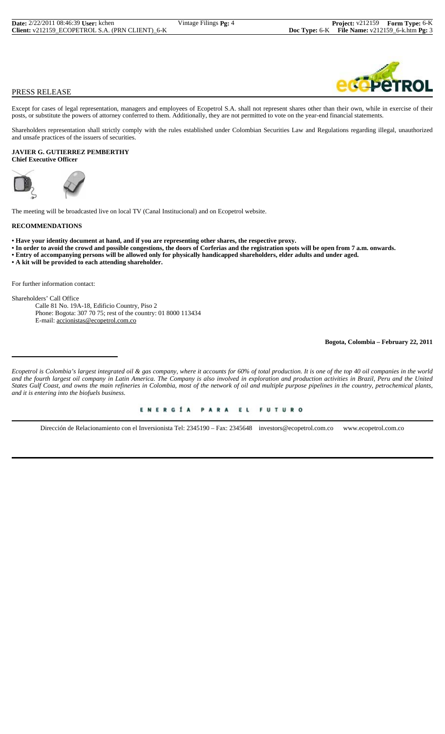PRESS RELEASE

Except for cases of legal representation, managers and employees of Ecopetrol S.A. shall not represent shares other than their own, while in exercise of their posts, or substitute the powers of attorney conferred to them. Additionally, they are not permitted to vote on the year-end financial statements.

Shareholders representation shall strictly comply with the rules established under Colombian Securities Law and Regulations regarding illegal, unauthorized and unsafe practices of the issuers of securities.

**JAVIER G. GUTIERREZ PEMBERTHY**
**Chief Executive Officer**

The meeting will be broadcasted live on local TV (Canal Institucional) and on Ecopetrol website.

**RECOMMENDATIONS**

- **Have your identity document at hand, and if you are representing other shares, the respective proxy.**
- **In order to avoid the crowd and possible congestions, the doors of Corferias and the registration spots will be open from 7 a.m. onwards.**
- **Entry of accompanying persons will be allowed only for physically handicapped shareholders, elder adults and under aged.**
- **A kit will be provided to each attending shareholder.**

For further information contact:

Shareholders' Call Office
Calle 81 No. 19A-18, Edificio Country, Piso 2
Phone: Bogota: 307 70 75; rest of the country: 01 8000 113434
E-mail: accionistas@ecopetrol.com.co

**Bogota, Colombia – February 22, 2011**

*Ecopetrol is Colombia's largest integrated oil & gas company, where it accounts for 60% of total production. It is one of the top 40 oil companies in the world and the fourth largest oil company in Latin America. The Company is also involved in exploration and production activities in Brazil, Peru and the United States Gulf Coast, and owns the main refineries in Colombia, most of the network of oil and multiple purpose pipelines in the country, petrochemical plants, and it is entering into the biofuels business.*

ENERGÍA PARA EL FUTURO

Dirección de Relacionamiento con el Inversionista Tel: 2345190 – Fax: 2345648 investors@ecopetrol.com.co www.ecopetrol.com.co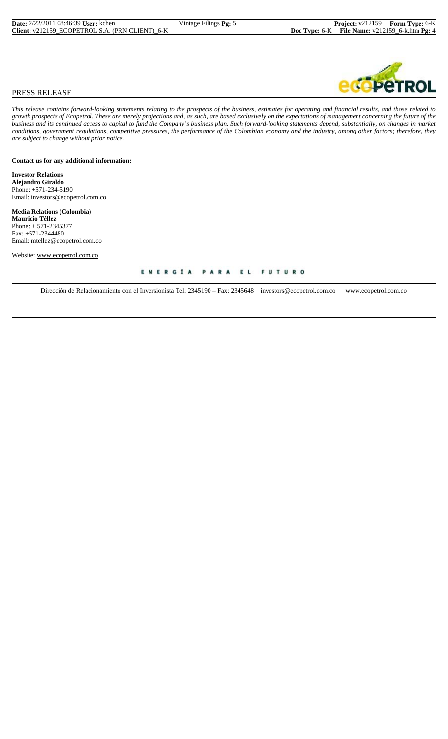PRESS RELEASE

*This release contains forward-looking statements relating to the prospects of the business, estimates for operating and financial results, and those related to growth prospects of Ecopetrol. These are merely projections and, as such, are based exclusively on the expectations of management concerning the future of the business and its continued access to capital to fund the Company's business plan. Such forward-looking statements depend, substantially, on changes in market conditions, government regulations, competitive pressures, the performance of the Colombian economy and the industry, among other factors; therefore, they are subject to change without prior notice.*

**Contact us for any additional information:**

**Investor Relations**
**Alejandro Giraldo**
Phone: +571-234-5190
Email: investors@ecopetrol.com.co

**Media Relations (Colombia)**
**Mauricio Téllez**
Phone: + 571-2345377
Fax: +571-2344480
Email: mtellez@ecopetrol.com.co

Website: www.ecopetrol.com.co

ENERGÍA PARA EL FUTURO

Dirección de Relacionamiento con el Inversionista Tel: 2345190 – Fax: 2345648 investors@ecopetrol.com.co www.ecopetrol.com.co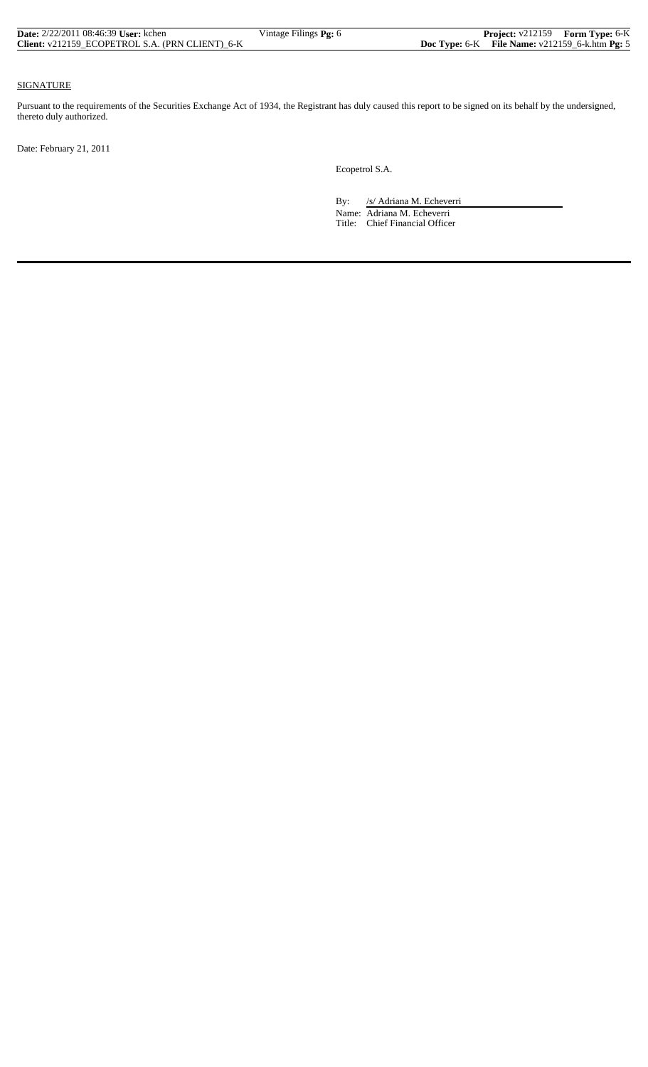SIGNATURE

Pursuant to the requirements of the Securities Exchange Act of 1934, the Registrant has duly caused this report to be signed on its behalf by the undersigned, thereto duly authorized.

Date: February 21, 2011

Ecopetrol S.A.

By: /s/ Adriana M. Echeverri

Name: Adriana M. Echeverri

Title: Chief Financial Officer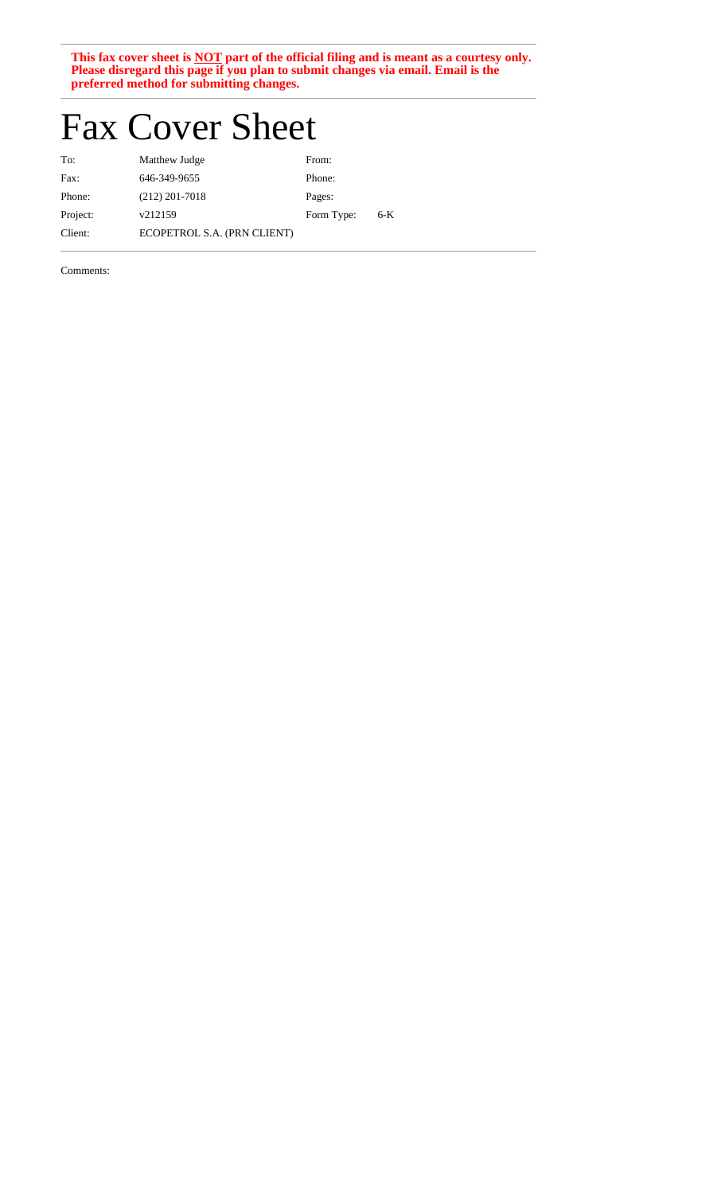**This fax cover sheet is NOT part of the official filing and is meant as a courtesy only. Please disregard this page if you plan to submit changes via email. Email is the preferred method for submitting changes.**

# Fax Cover Sheet

| | | | |
|---|---|---|---|
| To: | Matthew Judge | From: | |
| Fax: | 646-349-9655 | Phone: | |
| Phone: | (212) 201-7018 | Pages: | |
| Project: | v212159 | Form Type: | 6-K |
| Client: | ECOPETROL S.A. (PRN CLIENT) | | |

Comments: